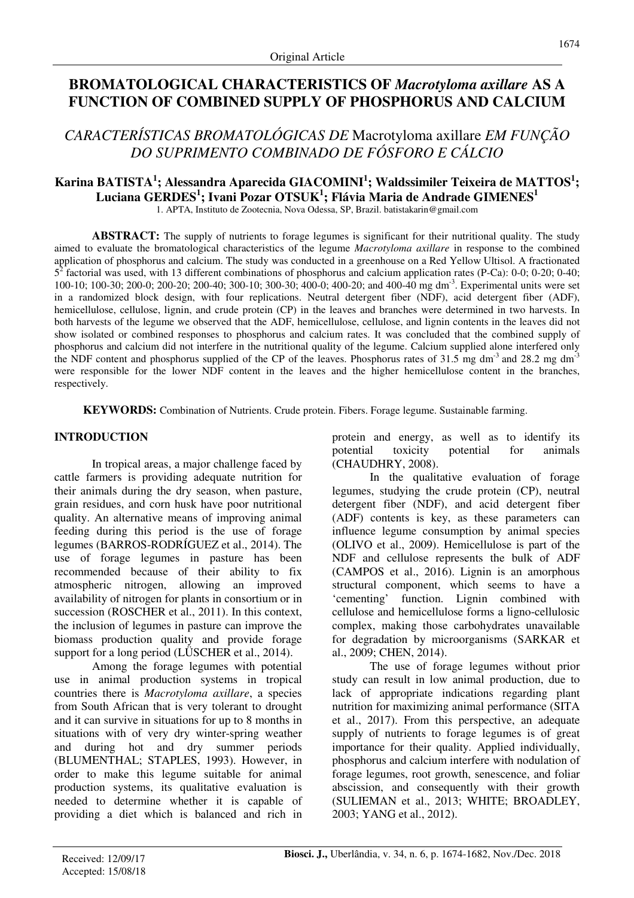Original Article

# BROMATOLOGICAL CHARACTERISTICS OF *Macrotyloma axillare* AS A FUNCTION OF COMBINED SUPPLY OF PHOSPHORUS AND CALCIUM

## *CARACTERÍSTICAS BROMATOLÓGICAS DE* Macrotyloma axillare *EM FUNÇÃO DO SUPRIMENTO COMBINADO DE FÓSFORO E CÁLCIO*

**Karina BATISTA[1]; Alessandra Aparecida GIACOMINI[1]; Waldssimiler Teixeira de MATTOS[1]; Luciana GERDES[1]; Ivani Pozar OTSUK[1]; Flávia Maria de Andrade GIMENES[1]**

1. APTA, Instituto de Zootecnia, Nova Odessa, SP, Brazil. batistakarin@gmail.com

**ABSTRACT:** The supply of nutrients to forage legumes is significant for their nutritional quality. The study aimed to evaluate the bromatological characteristics of the legume *Macrotyloma axillare* in response to the combined application of phosphorus and calcium. The study was conducted in a greenhouse on a Red Yellow Ultisol. A fractionated $5^2$ factorial was used, with 13 different combinations of phosphorus and calcium application rates (P-Ca): 0-0; 0-20; 0-40; 100-10; 100-30; 200-0; 200-20; 200-40; 300-10; 300-30; 400-0; 400-20; and 400-40 mg dm$^{-3}$. Experimental units were set in a randomized block design, with four replications. Neutral detergent fiber (NDF), acid detergent fiber (ADF), hemicellulose, cellulose, lignin, and crude protein (CP) in the leaves and branches were determined in two harvests. In both harvests of the legume we observed that the ADF, hemicellulose, cellulose, and lignin contents in the leaves did not show isolated or combined responses to phosphorus and calcium rates. It was concluded that the combined supply of phosphorus and calcium did not interfere in the nutritional quality of the legume. Calcium supplied alone interfered only the NDF content and phosphorus supplied of the CP of the leaves. Phosphorus rates of 31.5 mg dm$^{-3}$ and 28.2 mg dm$^{-3}$ were responsible for the lower NDF content in the leaves and the higher hemicellulose content in the branches, respectively.

**KEYWORDS:** Combination of Nutrients. Crude protein. Fibers. Forage legume. Sustainable farming.

## INTRODUCTION

In tropical areas, a major challenge faced by cattle farmers is providing adequate nutrition for their animals during the dry season, when pasture, grain residues, and corn husk have poor nutritional quality. An alternative means of improving animal feeding during this period is the use of forage legumes (BARROS-RODRÍGUEZ et al., 2014). The use of forage legumes in pasture has been recommended because of their ability to fix atmospheric nitrogen, allowing an improved availability of nitrogen for plants in consortium or in succession (ROSCHER et al., 2011). In this context, the inclusion of legumes in pasture can improve the biomass production quality and provide forage support for a long period (LÜSCHER et al., 2014).

Among the forage legumes with potential use in animal production systems in tropical countries there is *Macrotyloma axillare*, a species from South African that is very tolerant to drought and it can survive in situations for up to 8 months in situations with of very dry winter-spring weather and during hot and dry summer periods (BLUMENTHAL; STAPLES, 1993). However, in order to make this legume suitable for animal production systems, its qualitative evaluation is needed to determine whether it is capable of providing a diet which is balanced and rich in protein and energy, as well as to identify its potential toxicity potential for animals (CHAUDHRY, 2008).

In the qualitative evaluation of forage legumes, studying the crude protein (CP), neutral detergent fiber (NDF), and acid detergent fiber (ADF) contents is key, as these parameters can influence legume consumption by animal species (OLIVO et al., 2009). Hemicellulose is part of the NDF and cellulose represents the bulk of ADF (CAMPOS et al., 2016). Lignin is an amorphous structural component, which seems to have a 'cementing' function. Lignin combined with cellulose and hemicellulose forms a ligno-cellulosic complex, making those carbohydrates unavailable for degradation by microorganisms (SARKAR et al., 2009; CHEN, 2014).

The use of forage legumes without prior study can result in low animal production, due to lack of appropriate indications regarding plant nutrition for maximizing animal performance (SITA et al., 2017). From this perspective, an adequate supply of nutrients to forage legumes is of great importance for their quality. Applied individually, phosphorus and calcium interfere with nodulation of forage legumes, root growth, senescence, and foliar abscission, and consequently with their growth (SULIEMAN et al., 2013; WHITE; BROADLEY, 2003; YANG et al., 2012).

Received: 12/09/17
Accepted: 15/08/18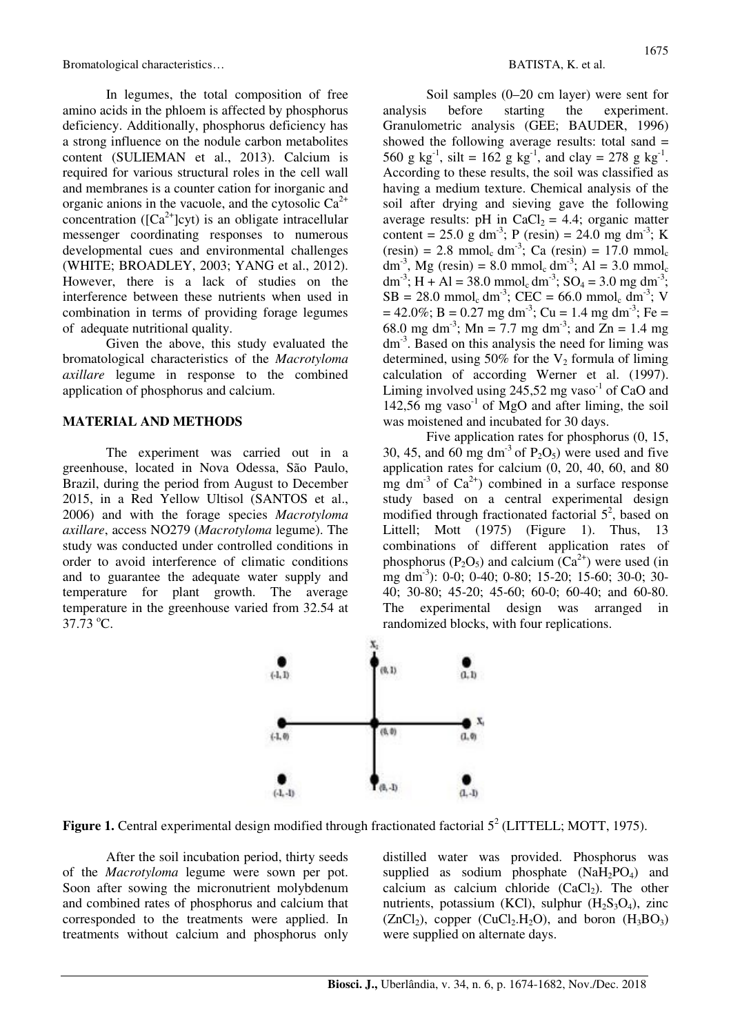In legumes, the total composition of free amino acids in the phloem is affected by phosphorus deficiency. Additionally, phosphorus deficiency has a strong influence on the nodule carbon metabolites content (SULIEMAN et al., 2013). Calcium is required for various structural roles in the cell wall and membranes is a counter cation for inorganic and organic anions in the vacuole, and the cytosolic $Ca^{2+}$ concentration ($[Ca^{2+}]$cyt) is an obligate intracellular messenger coordinating responses to numerous developmental cues and environmental challenges (WHITE; BROADLEY, 2003; YANG et al., 2012). However, there is a lack of studies on the interference between these nutrients when used in combination in terms of providing forage legumes of adequate nutritional quality.

Given the above, this study evaluated the bromatological characteristics of the *Macrotyloma axillare* legume in response to the combined application of phosphorus and calcium.

## MATERIAL AND METHODS

The experiment was carried out in a greenhouse, located in Nova Odessa, São Paulo, Brazil, during the period from August to December 2015, in a Red Yellow Ultisol (SANTOS et al., 2006) and with the forage species *Macrotyloma axillare*, access NO279 (*Macrotyloma* legume). The study was conducted under controlled conditions in order to avoid interference of climatic conditions and to guarantee the adequate water supply and temperature for plant growth. The average temperature in the greenhouse varied from 32.54 at 37.73 °C.

Soil samples (0–20 cm layer) were sent for analysis before starting the experiment. Granulometric analysis (GEE; BAUDER, 1996) showed the following average results: total sand = 560 g $kg^{-1}$, silt = 162 g $kg^{-1}$, and clay = 278 g $kg^{-1}$. According to these results, the soil was classified as having a medium texture. Chemical analysis of the soil after drying and sieving gave the following average results: pH in $CaCl_2$ = 4.4; organic matter content = 25.0 g $dm^{-3}$; P (resin) = 24.0 mg $dm^{-3}$; K (resin) = 2.8 $mmol_c$ $dm^{-3}$; Ca (resin) = 17.0 $mmol_c$ $dm^{-3}$, Mg (resin) = 8.0 $mmol_c$ $dm^{-3}$; Al = 3.0 $mmol_c$ $dm^{-3}$; H + Al = 38.0 $mmol_c$ $dm^{-3}$; $SO_4$ = 3.0 mg $dm^{-3}$; SB = 28.0 $mmol_c$ $dm^{-3}$; CEC = 66.0 $mmol_c$ $dm^{-3}$; V = 42.0%; B = 0.27 mg $dm^{-3}$; Cu = 1.4 mg $dm^{-3}$; Fe = 68.0 mg $dm^{-3}$; Mn = 7.7 mg $dm^{-3}$; and Zn = 1.4 mg $dm^{-3}$. Based on this analysis the need for liming was determined, using 50% for the $V_2$ formula of liming calculation of according Werner et al. (1997). Liming involved using 245,52 mg $vaso^{-1}$ of CaO and 142,56 mg $vaso^{-1}$ of MgO and after liming, the soil was moistened and incubated for 30 days.

Five application rates for phosphorus (0, 15, 30, 45, and 60 mg $dm^{-3}$ of $P_2O_5$) were used and five application rates for calcium (0, 20, 40, 60, and 80 mg $dm^{-3}$ of $Ca^{2+}$) combined in a surface response study based on a central experimental design modified through fractionated factorial $5^2$, based on Littell; Mott (1975) (Figure 1). Thus, 13 combinations of different application rates of phosphorus ($P_2O_5$) and calcium ($Ca^{2+}$) were used (in mg $dm^{-3}$): 0-0; 0-40; 0-80; 15-20; 15-60; 30-0; 30-40; 30-80; 45-20; 45-60; 60-0; 60-40; and 60-80. The experimental design was arranged in randomized blocks, with four replications.

**Figure 1.** Central experimental design modified through fractionated factorial $5^2$ (LITTELL; MOTT, 1975).

After the soil incubation period, thirty seeds of the *Macrotyloma* legume were sown per pot. Soon after sowing the micronutrient molybdenum and combined rates of phosphorus and calcium that corresponded to the treatments were applied. In treatments without calcium and phosphorus only distilled water was provided. Phosphorus was supplied as sodium phosphate ($NaH_2PO_4$) and calcium as calcium chloride ($CaCl_2$). The other nutrients, potassium (KCl), sulphur ($H_2S_3O_4$), zinc ($ZnCl_2$), copper ($CuCl_2.H_2O$), and boron ($H_3BO_3$) were supplied on alternate days.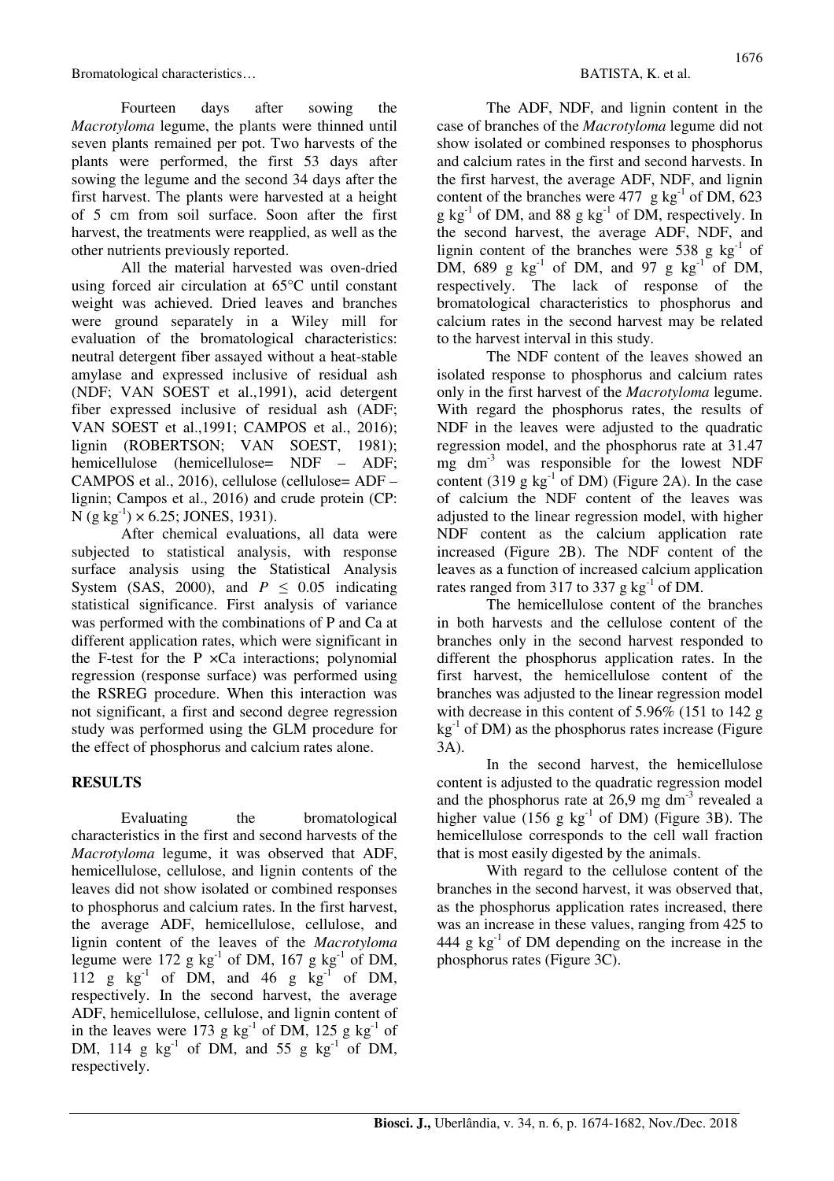Fourteen days after sowing the *Macrotyloma* legume, the plants were thinned until seven plants remained per pot. Two harvests of the plants were performed, the first 53 days after sowing the legume and the second 34 days after the first harvest. The plants were harvested at a height of 5 cm from soil surface. Soon after the first harvest, the treatments were reapplied, as well as the other nutrients previously reported.

All the material harvested was oven-dried using forced air circulation at 65°C until constant weight was achieved. Dried leaves and branches were ground separately in a Wiley mill for evaluation of the bromatological characteristics: neutral detergent fiber assayed without a heat-stable amylase and expressed inclusive of residual ash (NDF; VAN SOEST et al.,1991), acid detergent fiber expressed inclusive of residual ash (ADF; VAN SOEST et al.,1991; CAMPOS et al., 2016); lignin (ROBERTSON; VAN SOEST, 1981); hemicellulose (hemicellulose= NDF – ADF; CAMPOS et al., 2016), cellulose (cellulose= ADF – lignin; Campos et al., 2016) and crude protein (CP: N (g $kg^{-1}$) × 6.25; JONES, 1931).

After chemical evaluations, all data were subjected to statistical analysis, with response surface analysis using the Statistical Analysis System (SAS, 2000), and $P \leq 0.05$ indicating statistical significance. First analysis of variance was performed with the combinations of P and Ca at different application rates, which were significant in the F-test for the P ×Ca interactions; polynomial regression (response surface) was performed using the RSREG procedure. When this interaction was not significant, a first and second degree regression study was performed using the GLM procedure for the effect of phosphorus and calcium rates alone.

## RESULTS

Evaluating the bromatological characteristics in the first and second harvests of the *Macrotyloma* legume, it was observed that ADF, hemicellulose, cellulose, and lignin contents of the leaves did not show isolated or combined responses to phosphorus and calcium rates. In the first harvest, the average ADF, hemicellulose, cellulose, and lignin content of the leaves of the *Macrotyloma* legume were 172 g $kg^{-1}$ of DM, 167 g $kg^{-1}$ of DM, 112 g $kg^{-1}$ of DM, and 46 g $kg^{-1}$ of DM, respectively. In the second harvest, the average ADF, hemicellulose, cellulose, and lignin content of in the leaves were 173 g $kg^{-1}$ of DM, 125 g $kg^{-1}$ of DM, 114 g $kg^{-1}$ of DM, and 55 g $kg^{-1}$ of DM, respectively.

The ADF, NDF, and lignin content in the case of branches of the *Macrotyloma* legume did not show isolated or combined responses to phosphorus and calcium rates in the first and second harvests. In the first harvest, the average ADF, NDF, and lignin content of the branches were 477 g $kg^{-1}$ of DM, 623 g $kg^{-1}$ of DM, and 88 g $kg^{-1}$ of DM, respectively. In the second harvest, the average ADF, NDF, and lignin content of the branches were 538 g $kg^{-1}$ of DM, 689 g $kg^{-1}$ of DM, and 97 g $kg^{-1}$ of DM, respectively. The lack of response of the bromatological characteristics to phosphorus and calcium rates in the second harvest may be related to the harvest interval in this study.

The NDF content of the leaves showed an isolated response to phosphorus and calcium rates only in the first harvest of the *Macrotyloma* legume. With regard the phosphorus rates, the results of NDF in the leaves were adjusted to the quadratic regression model, and the phosphorus rate at 31.47 mg $dm^{-3}$ was responsible for the lowest NDF content (319 g $kg^{-1}$ of DM) (Figure 2A). In the case of calcium the NDF content of the leaves was adjusted to the linear regression model, with higher NDF content as the calcium application rate increased (Figure 2B). The NDF content of the leaves as a function of increased calcium application rates ranged from 317 to 337 g $kg^{-1}$ of DM.

The hemicellulose content of the branches in both harvests and the cellulose content of the branches only in the second harvest responded to different the phosphorus application rates. In the first harvest, the hemicellulose content of the branches was adjusted to the linear regression model with decrease in this content of 5.96% (151 to 142 g $kg^{-1}$ of DM) as the phosphorus rates increase (Figure 3A).

In the second harvest, the hemicellulose content is adjusted to the quadratic regression model and the phosphorus rate at 26,9 mg $dm^{-3}$ revealed a higher value (156 g $kg^{-1}$ of DM) (Figure 3B). The hemicellulose corresponds to the cell wall fraction that is most easily digested by the animals.

With regard to the cellulose content of the branches in the second harvest, it was observed that, as the phosphorus application rates increased, there was an increase in these values, ranging from 425 to 444 g $kg^{-1}$ of DM depending on the increase in the phosphorus rates (Figure 3C).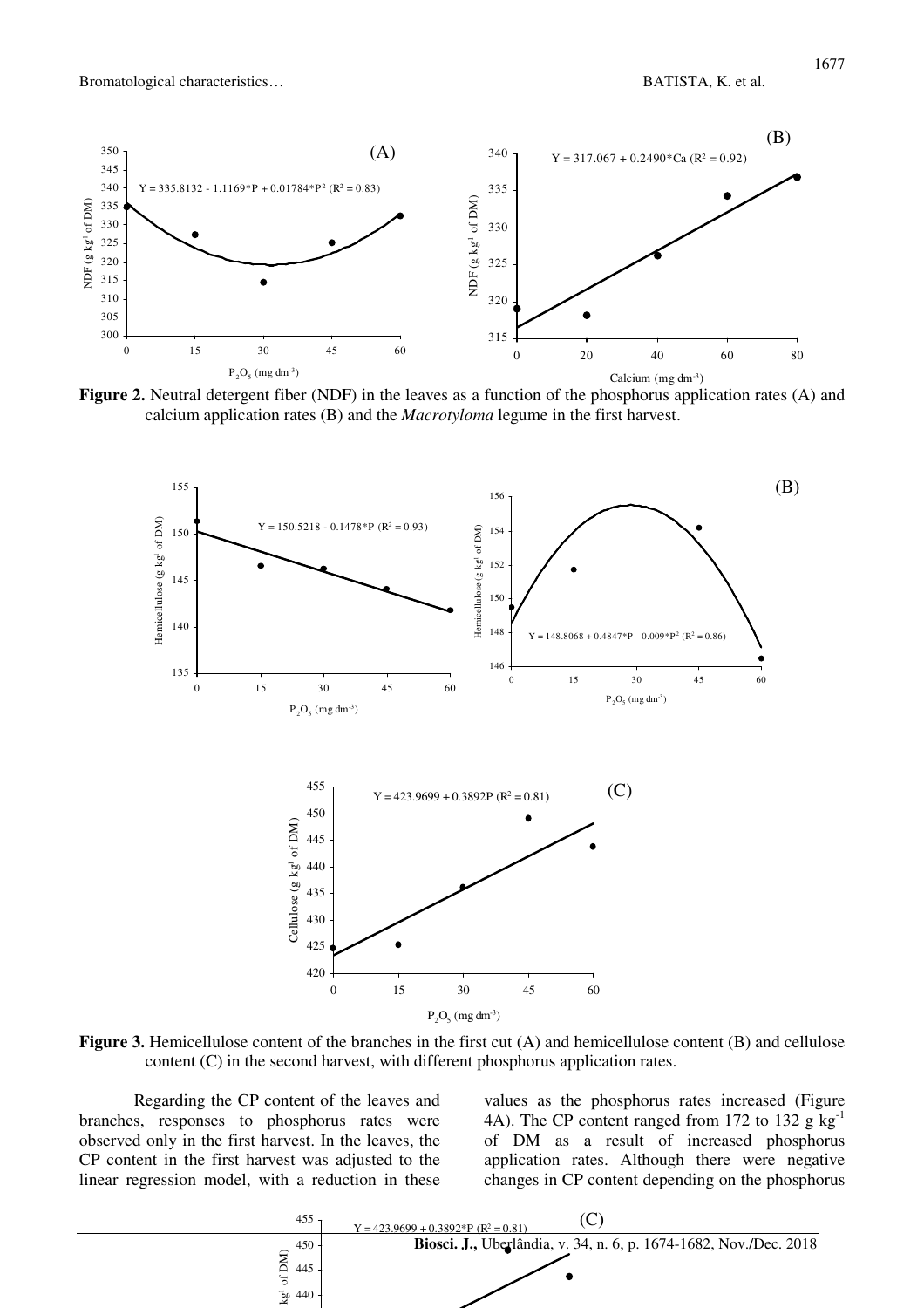**Figure 2.** Neutral detergent fiber (NDF) in the leaves as a function of the phosphorus application rates (A) and calcium application rates (B) and the *Macrotyloma* legume in the first harvest.

**Figure 3.** Hemicellulose content of the branches in the first cut (A) and hemicellulose content (B) and cellulose content (C) in the second harvest, with different phosphorus application rates.

Regarding the CP content of the leaves and branches, responses to phosphorus rates were observed only in the first harvest. In the leaves, the CP content in the first harvest was adjusted to the linear regression model, with a reduction in these values as the phosphorus rates increased (Figure 4A). The CP content ranged from 172 to 132 g $kg^{-1}$ of DM as a result of increased phosphorus application rates. Although there were negative changes in CP content depending on the phosphorus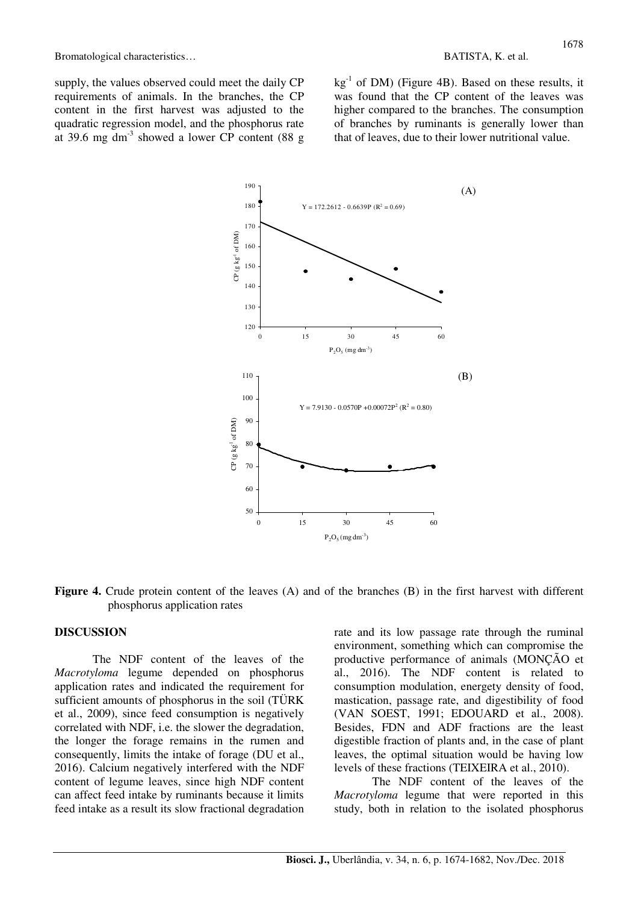supply, the values observed could meet the daily CP requirements of animals. In the branches, the CP content in the first harvest was adjusted to the quadratic regression model, and the phosphorus rate at 39.6 mg dm$^{-3}$ showed a lower CP content (88 g kg$^{-1}$ of DM) (Figure 4B). Based on these results, it was found that the CP content of the leaves was higher compared to the branches. The consumption of branches by ruminants is generally lower than that of leaves, due to their lower nutritional value.

**Figure 4.** Crude protein content of the leaves (A) and of the branches (B) in the first harvest with different phosphorus application rates

## DISCUSSION

The NDF content of the leaves of the *Macrotyloma* legume depended on phosphorus application rates and indicated the requirement for sufficient amounts of phosphorus in the soil (TÜRK et al., 2009), since feed consumption is negatively correlated with NDF, i.e. the slower the degradation, the longer the forage remains in the rumen and consequently, limits the intake of forage (DU et al., 2016). Calcium negatively interfered with the NDF content of legume leaves, since high NDF content can affect feed intake by ruminants because it limits feed intake as a result its slow fractional degradation rate and its low passage rate through the ruminal environment, something which can compromise the productive performance of animals (MONÇÃO et al., 2016). The NDF content is related to consumption modulation, energety density of food, mastication, passage rate, and digestibility of food (VAN SOEST, 1991; EDOUARD et al., 2008). Besides, FDN and ADF fractions are the least digestible fraction of plants and, in the case of plant leaves, the optimal situation would be having low levels of these fractions (TEIXEIRA et al., 2010).

The NDF content of the leaves of the *Macrotyloma* legume that were reported in this study, both in relation to the isolated phosphorus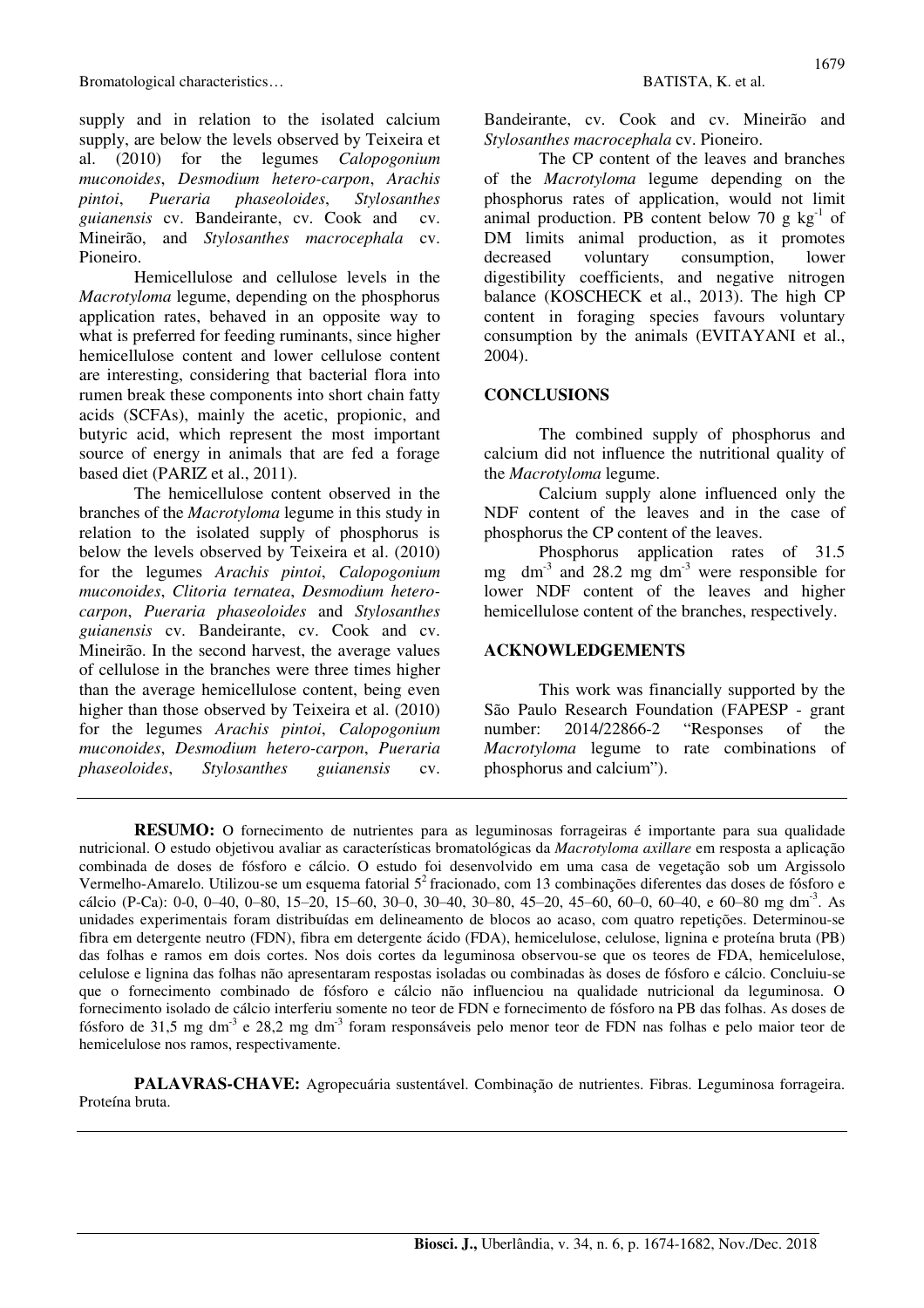supply and in relation to the isolated calcium supply, are below the levels observed by Teixeira et al. (2010) for the legumes *Calopogonium muconoides*, *Desmodium hetero-carpon*, *Arachis pintoi*, *Pueraria phaseoloides*, *Stylosanthes guianensis* cv. Bandeirante, cv. Cook and cv. Mineirão, and *Stylosanthes macrocephala* cv. Pioneiro.

Hemicellulose and cellulose levels in the *Macrotyloma* legume, depending on the phosphorus application rates, behaved in an opposite way to what is preferred for feeding ruminants, since higher hemicellulose content and lower cellulose content are interesting, considering that bacterial flora into rumen break these components into short chain fatty acids (SCFAs), mainly the acetic, propionic, and butyric acid, which represent the most important source of energy in animals that are fed a forage based diet (PARIZ et al., 2011).

The hemicellulose content observed in the branches of the *Macrotyloma* legume in this study in relation to the isolated supply of phosphorus is below the levels observed by Teixeira et al. (2010) for the legumes *Arachis pintoi*, *Calopogonium muconoides*, *Clitoria ternatea*, *Desmodium hetero-carpon*, *Pueraria phaseoloides* and *Stylosanthes guianensis* cv. Bandeirante, cv. Cook and cv. Mineirão. In the second harvest, the average values of cellulose in the branches were three times higher than the average hemicellulose content, being even higher than those observed by Teixeira et al. (2010) for the legumes *Arachis pintoi*, *Calopogonium muconoides*, *Desmodium hetero-carpon*, *Pueraria phaseoloides*, *Stylosanthes guianensis* cv. Bandeirante, cv. Cook and cv. Mineirão and *Stylosanthes macrocephala* cv. Pioneiro.

The CP content of the leaves and branches of the *Macrotyloma* legume depending on the phosphorus rates of application, would not limit animal production. PB content below 70 g $kg^{-1}$ of DM limits animal production, as it promotes decreased voluntary consumption, lower digestibility coefficients, and negative nitrogen balance (KOSCHECK et al., 2013). The high CP content in foraging species favours voluntary consumption by the animals (EVITAYANI et al., 2004).

## CONCLUSIONS

The combined supply of phosphorus and calcium did not influence the nutritional quality of the *Macrotyloma* legume.

Calcium supply alone influenced only the NDF content of the leaves and in the case of phosphorus the CP content of the leaves.

Phosphorus application rates of 31.5 mg $dm^{-3}$ and 28.2 mg $dm^{-3}$ were responsible for lower NDF content of the leaves and higher hemicellulose content of the branches, respectively.

## ACKNOWLEDGEMENTS

This work was financially supported by the São Paulo Research Foundation (FAPESP - grant number: 2014/22866-2 "Responses of the *Macrotyloma* legume to rate combinations of phosphorus and calcium").

---

**RESUMO:** O fornecimento de nutrientes para as leguminosas forrageiras é importante para sua qualidade nutricional. O estudo objetivou avaliar as características bromatológicas da *Macrotyloma axillare* em resposta a aplicação combinada de doses de fósforo e cálcio. O estudo foi desenvolvido em uma casa de vegetação sob um Argissolo Vermelho-Amarelo. Utilizou-se um esquema fatorial $5^2$ fracionado, com 13 combinações diferentes das doses de fósforo e cálcio (P-Ca): 0-0, 0–40, 0–80, 15–20, 15–60, 30–0, 30–40, 30–80, 45–20, 45–60, 60–0, 60–40, e 60–80 mg $dm^{-3}$. As unidades experimentais foram distribuídas em delineamento de blocos ao acaso, com quatro repetições. Determinou-se fibra em detergente neutro (FDN), fibra em detergente ácido (FDA), hemicelulose, celulose, lignina e proteína bruta (PB) das folhas e ramos em dois cortes. Nos dois cortes da leguminosa observou-se que os teores de FDA, hemicelulose, celulose e lignina das folhas não apresentaram respostas isoladas ou combinadas às doses de fósforo e cálcio. Concluiu-se que o fornecimento combinado de fósforo e cálcio não influenciou na qualidade nutricional da leguminosa. O fornecimento isolado de cálcio interferiu somente no teor de FDN e fornecimento de fósforo na PB das folhas. As doses de fósforo de 31,5 mg $dm^{-3}$ e 28,2 mg $dm^{-3}$ foram responsáveis pelo menor teor de FDN nas folhas e pelo maior teor de hemicelulose nos ramos, respectivamente.

**PALAVRAS-CHAVE:** Agropecuária sustentável. Combinação de nutrientes. Fibras. Leguminosa forrageira. Proteína bruta.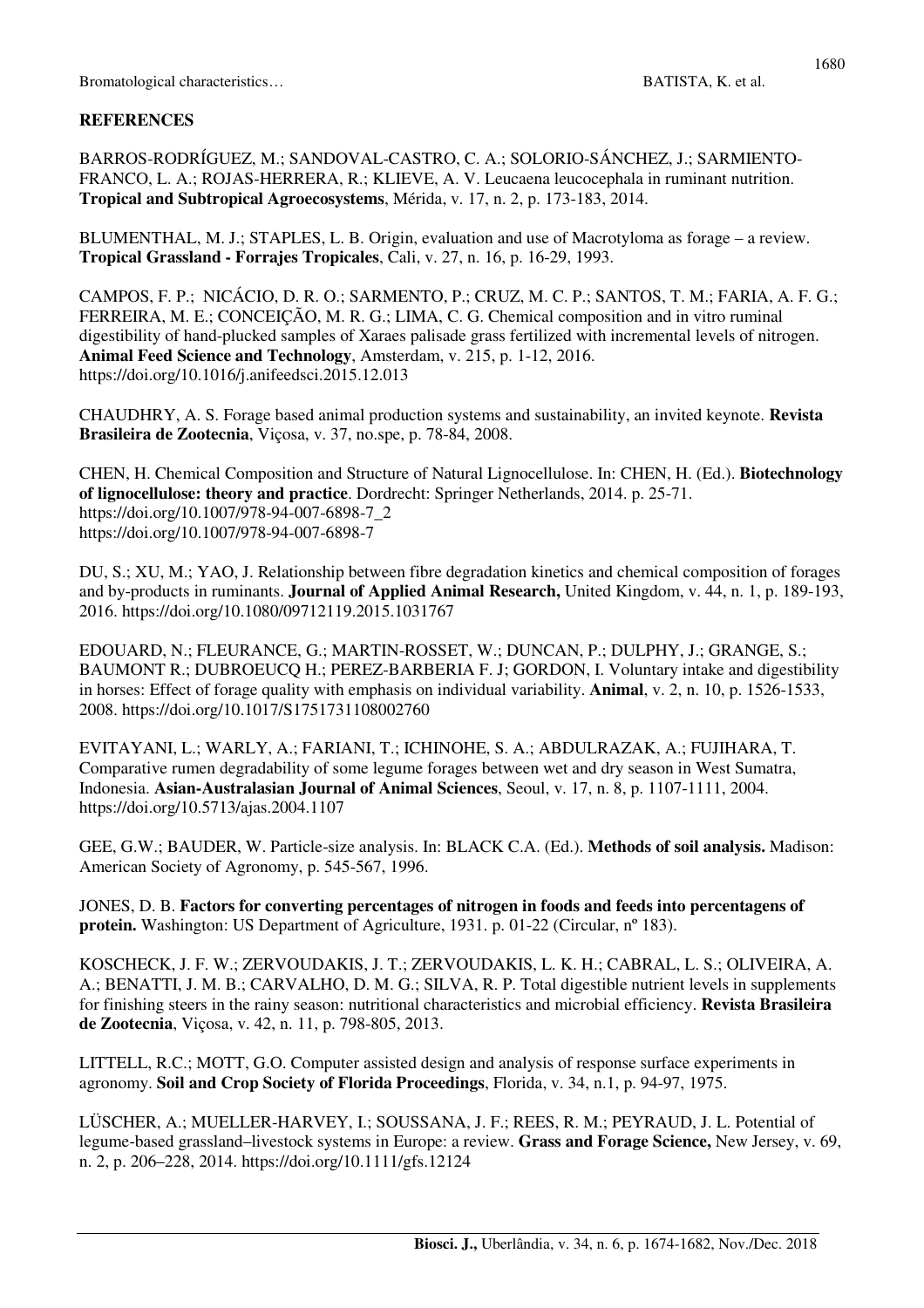## REFERENCES

BARROS-RODRÍGUEZ, M.; SANDOVAL-CASTRO, C. A.; SOLORIO-SÁNCHEZ, J.; SARMIENTO-FRANCO, L. A.; ROJAS-HERRERA, R.; KLIEVE, A. V. Leucaena leucocephala in ruminant nutrition. **Tropical and Subtropical Agroecosystems**, Mérida, v. 17, n. 2, p. 173-183, 2014.

BLUMENTHAL, M. J.; STAPLES, L. B. Origin, evaluation and use of Macrotyloma as forage – a review. **Tropical Grassland - Forrajes Tropicales**, Cali, v. 27, n. 16, p. 16-29, 1993.

CAMPOS, F. P.; NICÁCIO, D. R. O.; SARMENTO, P.; CRUZ, M. C. P.; SANTOS, T. M.; FARIA, A. F. G.; FERREIRA, M. E.; CONCEIÇÃO, M. R. G.; LIMA, C. G. Chemical composition and in vitro ruminal digestibility of hand-plucked samples of Xaraes palisade grass fertilized with incremental levels of nitrogen. **Animal Feed Science and Technology**, Amsterdam, v. 215, p. 1-12, 2016. https://doi.org/10.1016/j.anifeedsci.2015.12.013

CHAUDHRY, A. S. Forage based animal production systems and sustainability, an invited keynote. **Revista Brasileira de Zootecnia**, Viçosa, v. 37, no.spe, p. 78-84, 2008.

CHEN, H. Chemical Composition and Structure of Natural Lignocellulose. In: CHEN, H. (Ed.). **Biotechnology of lignocellulose: theory and practice**. Dordrecht: Springer Netherlands, 2014. p. 25-71. https://doi.org/10.1007/978-94-007-6898-7_2 https://doi.org/10.1007/978-94-007-6898-7

DU, S.; XU, M.; YAO, J. Relationship between fibre degradation kinetics and chemical composition of forages and by-products in ruminants. **Journal of Applied Animal Research,** United Kingdom, v. 44, n. 1, p. 189-193, 2016. https://doi.org/10.1080/09712119.2015.1031767

EDOUARD, N.; FLEURANCE, G.; MARTIN-ROSSET, W.; DUNCAN, P.; DULPHY, J.; GRANGE, S.; BAUMONT R.; DUBROEUCQ H.; PEREZ-BARBERIA F. J; GORDON, I. Voluntary intake and digestibility in horses: Effect of forage quality with emphasis on individual variability. **Animal**, v. 2, n. 10, p. 1526-1533, 2008. https://doi.org/10.1017/S1751731108002760

EVITAYANI, L.; WARLY, A.; FARIANI, T.; ICHINOHE, S. A.; ABDULRAZAK, A.; FUJIHARA, T. Comparative rumen degradability of some legume forages between wet and dry season in West Sumatra, Indonesia. **Asian-Australasian Journal of Animal Sciences**, Seoul, v. 17, n. 8, p. 1107-1111, 2004. https://doi.org/10.5713/ajas.2004.1107

GEE, G.W.; BAUDER, W. Particle-size analysis. In: BLACK C.A. (Ed.). **Methods of soil analysis.** Madison: American Society of Agronomy, p. 545-567, 1996.

JONES, D. B. **Factors for converting percentages of nitrogen in foods and feeds into percentagens of protein.** Washington: US Department of Agriculture, 1931. p. 01-22 (Circular, nº 183).

KOSCHECK, J. F. W.; ZERVOUDAKIS, J. T.; ZERVOUDAKIS, L. K. H.; CABRAL, L. S.; OLIVEIRA, A. A.; BENATTI, J. M. B.; CARVALHO, D. M. G.; SILVA, R. P. Total digestible nutrient levels in supplements for finishing steers in the rainy season: nutritional characteristics and microbial efficiency. **Revista Brasileira de Zootecnia**, Viçosa, v. 42, n. 11, p. 798-805, 2013.

LITTELL, R.C.; MOTT, G.O. Computer assisted design and analysis of response surface experiments in agronomy. **Soil and Crop Society of Florida Proceedings**, Florida, v. 34, n.1, p. 94-97, 1975.

LÜSCHER, A.; MUELLER-HARVEY, I.; SOUSSANA, J. F.; REES, R. M.; PEYRAUD, J. L. Potential of legume-based grassland–livestock systems in Europe: a review. **Grass and Forage Science,** New Jersey, v. 69, n. 2, p. 206–228, 2014. https://doi.org/10.1111/gfs.12124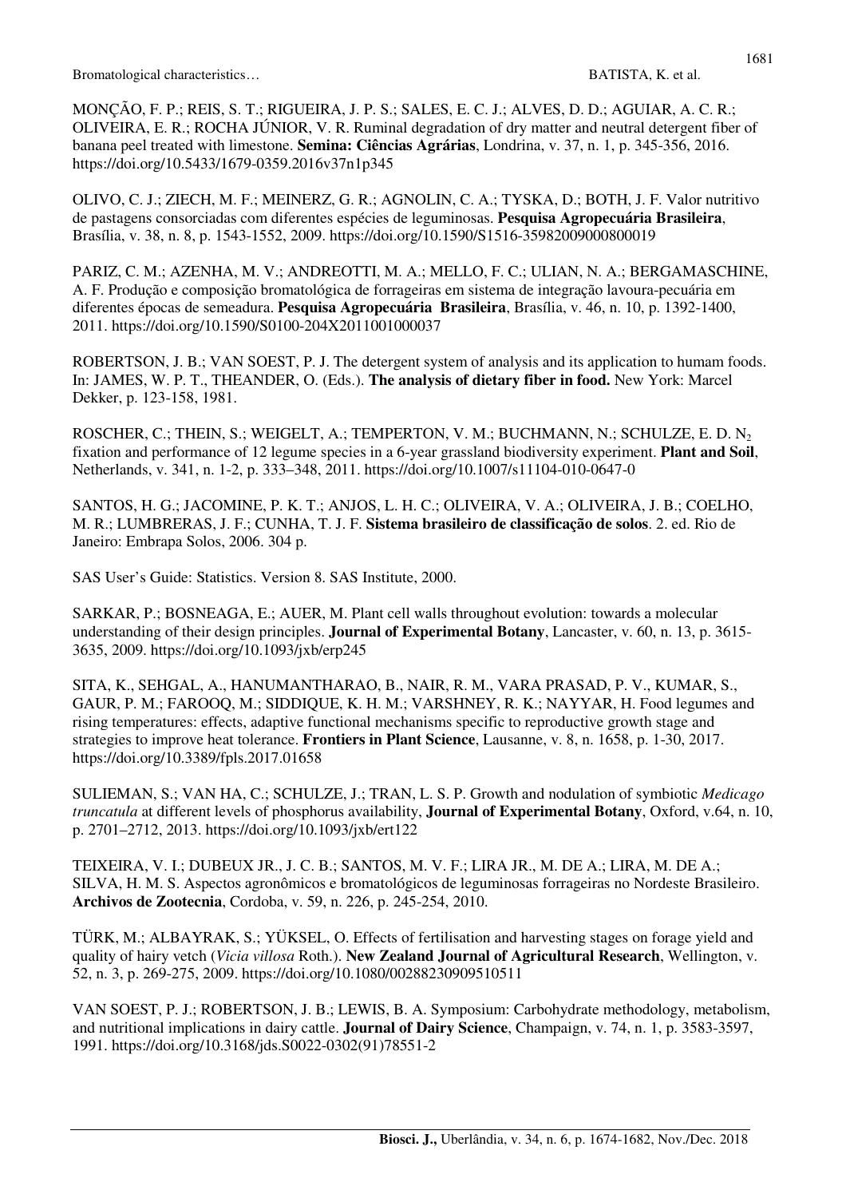MONÇÃO, F. P.; REIS, S. T.; RIGUEIRA, J. P. S.; SALES, E. C. J.; ALVES, D. D.; AGUIAR, A. C. R.; OLIVEIRA, E. R.; ROCHA JÚNIOR, V. R. Ruminal degradation of dry matter and neutral detergent fiber of banana peel treated with limestone. **Semina: Ciências Agrárias**, Londrina, v. 37, n. 1, p. 345-356, 2016. https://doi.org/10.5433/1679-0359.2016v37n1p345

OLIVO, C. J.; ZIECH, M. F.; MEINERZ, G. R.; AGNOLIN, C. A.; TYSKA, D.; BOTH, J. F. Valor nutritivo de pastagens consorciadas com diferentes espécies de leguminosas. **Pesquisa Agropecuária Brasileira**, Brasília, v. 38, n. 8, p. 1543-1552, 2009. https://doi.org/10.1590/S1516-35982009000800019

PARIZ, C. M.; AZENHA, M. V.; ANDREOTTI, M. A.; MELLO, F. C.; ULIAN, N. A.; BERGAMASCHINE, A. F. Produção e composição bromatológica de forrageiras em sistema de integração lavoura-pecuária em diferentes épocas de semeadura. **Pesquisa Agropecuária Brasileira**, Brasília, v. 46, n. 10, p. 1392-1400, 2011. https://doi.org/10.1590/S0100-204X2011001000037

ROBERTSON, J. B.; VAN SOEST, P. J. The detergent system of analysis and its application to humam foods. In: JAMES, W. P. T., THEANDER, O. (Eds.). **The analysis of dietary fiber in food.** New York: Marcel Dekker, p. 123-158, 1981.

ROSCHER, C.; THEIN, S.; WEIGELT, A.; TEMPERTON, V. M.; BUCHMANN, N.; SCHULZE, E. D. $N_2$ fixation and performance of 12 legume species in a 6-year grassland biodiversity experiment. **Plant and Soil**, Netherlands, v. 341, n. 1-2, p. 333–348, 2011. https://doi.org/10.1007/s11104-010-0647-0

SANTOS, H. G.; JACOMINE, P. K. T.; ANJOS, L. H. C.; OLIVEIRA, V. A.; OLIVEIRA, J. B.; COELHO, M. R.; LUMBRERAS, J. F.; CUNHA, T. J. F. **Sistema brasileiro de classificação de solos**. 2. ed. Rio de Janeiro: Embrapa Solos, 2006. 304 p.

SAS User's Guide: Statistics. Version 8. SAS Institute, 2000.

SARKAR, P.; BOSNEAGA, E.; AUER, M. Plant cell walls throughout evolution: towards a molecular understanding of their design principles. **Journal of Experimental Botany**, Lancaster, v. 60, n. 13, p. 3615-3635, 2009. https://doi.org/10.1093/jxb/erp245

SITA, K., SEHGAL, A., HANUMANTHARAO, B., NAIR, R. M., VARA PRASAD, P. V., KUMAR, S., GAUR, P. M.; FAROOQ, M.; SIDDIQUE, K. H. M.; VARSHNEY, R. K.; NAYYAR, H. Food legumes and rising temperatures: effects, adaptive functional mechanisms specific to reproductive growth stage and strategies to improve heat tolerance. **Frontiers in Plant Science**, Lausanne, v. 8, n. 1658, p. 1-30, 2017. https://doi.org/10.3389/fpls.2017.01658

SULIEMAN, S.; VAN HA, C.; SCHULZE, J.; TRAN, L. S. P. Growth and nodulation of symbiotic *Medicago truncatula* at different levels of phosphorus availability, **Journal of Experimental Botany**, Oxford, v.64, n. 10, p. 2701–2712, 2013. https://doi.org/10.1093/jxb/ert122

TEIXEIRA, V. I.; DUBEUX JR., J. C. B.; SANTOS, M. V. F.; LIRA JR., M. DE A.; LIRA, M. DE A.; SILVA, H. M. S. Aspectos agronômicos e bromatológicos de leguminosas forrageiras no Nordeste Brasileiro. **Archivos de Zootecnia**, Cordoba, v. 59, n. 226, p. 245-254, 2010.

TÜRK, M.; ALBAYRAK, S.; YÜKSEL, O. Effects of fertilisation and harvesting stages on forage yield and quality of hairy vetch (*Vicia villosa* Roth.). **New Zealand Journal of Agricultural Research**, Wellington, v. 52, n. 3, p. 269-275, 2009. https://doi.org/10.1080/00288230909510511

VAN SOEST, P. J.; ROBERTSON, J. B.; LEWIS, B. A. Symposium: Carbohydrate methodology, metabolism, and nutritional implications in dairy cattle. **Journal of Dairy Science**, Champaign, v. 74, n. 1, p. 3583-3597, 1991. https://doi.org/10.3168/jds.S0022-0302(91)78551-2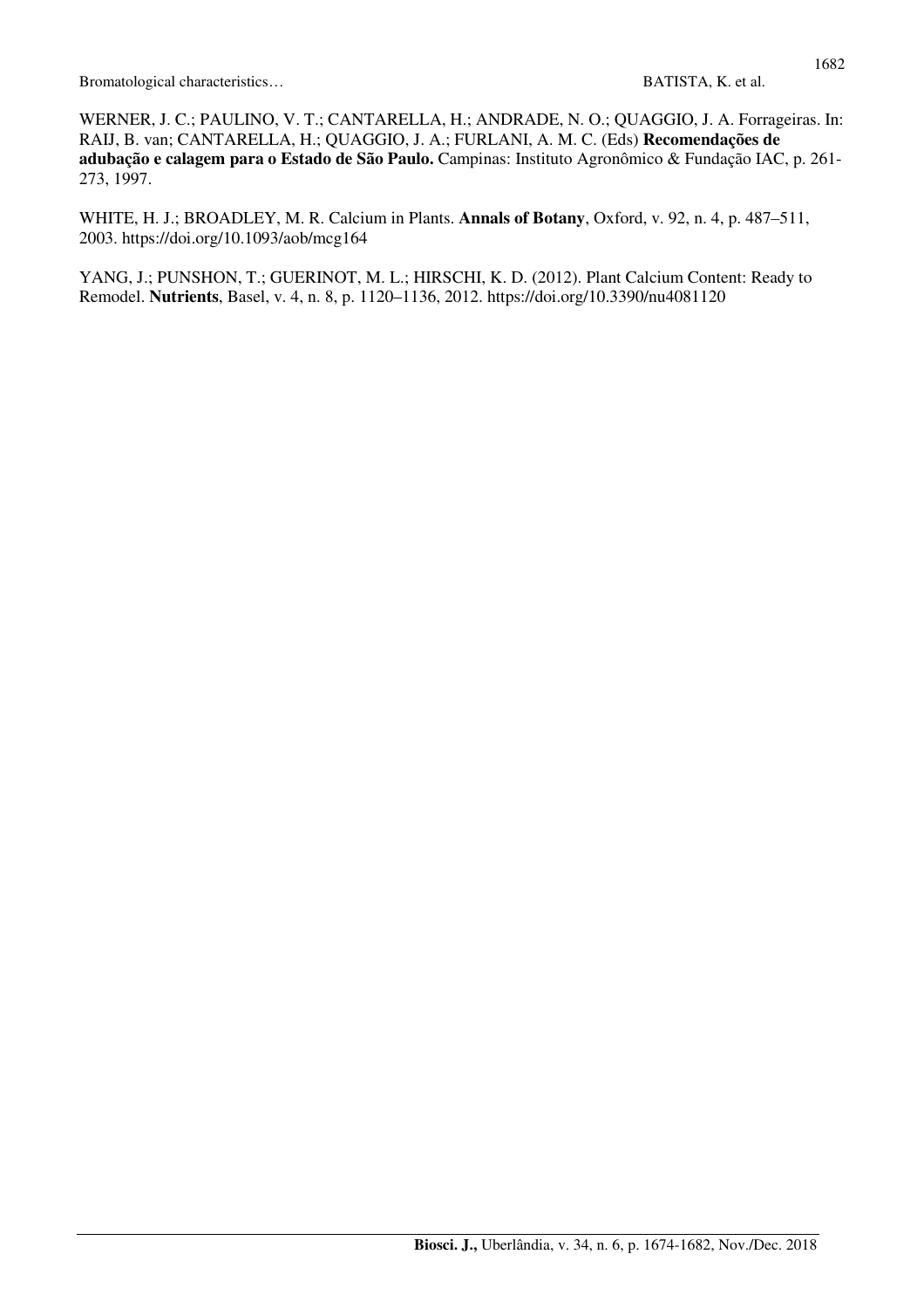WERNER, J. C.; PAULINO, V. T.; CANTARELLA, H.; ANDRADE, N. O.; QUAGGIO, J. A. Forrageiras. In: RAIJ, B. van; CANTARELLA, H.; QUAGGIO, J. A.; FURLANI, A. M. C. (Eds) **Recomendações de adubação e calagem para o Estado de São Paulo.** Campinas: Instituto Agronômico & Fundação IAC, p. 261-273, 1997.

WHITE, H. J.; BROADLEY, M. R. Calcium in Plants. **Annals of Botany**, Oxford, v. 92, n. 4, p. 487–511, 2003. https://doi.org/10.1093/aob/mcg164

YANG, J.; PUNSHON, T.; GUERINOT, M. L.; HIRSCHI, K. D. (2012). Plant Calcium Content: Ready to Remodel. **Nutrients**, Basel, v. 4, n. 8, p. 1120–1136, 2012. https://doi.org/10.3390/nu4081120